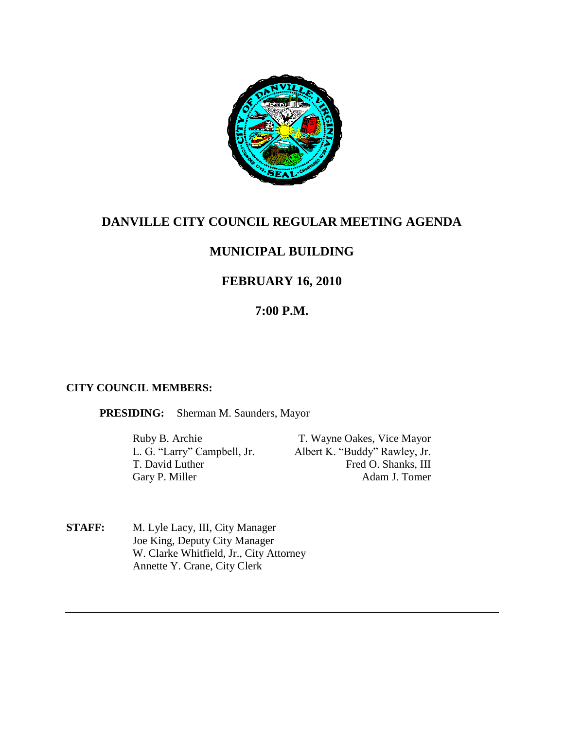# DANVILLE CITY COUNCIL REGULAR MEETING AGENDA

## MUNICIPAL BUILDING

## FEBRUARY 16, 2010

## 7:00 P.M.

**CITY COUNCIL MEMBERS:**

**PRESIDING:** Sherman M. Saunders, Mayor

Ruby B. Archie
L. G. "Larry" Campbell, Jr.
T. David Luther
Gary P. Miller

T. Wayne Oakes, Vice Mayor
Albert K. "Buddy" Rawley, Jr.
Fred O. Shanks, III
Adam J. Tomer

**STAFF:**
M. Lyle Lacy, III, City Manager
Joe King, Deputy City Manager
W. Clarke Whitfield, Jr., City Attorney
Annette Y. Crane, City Clerk

---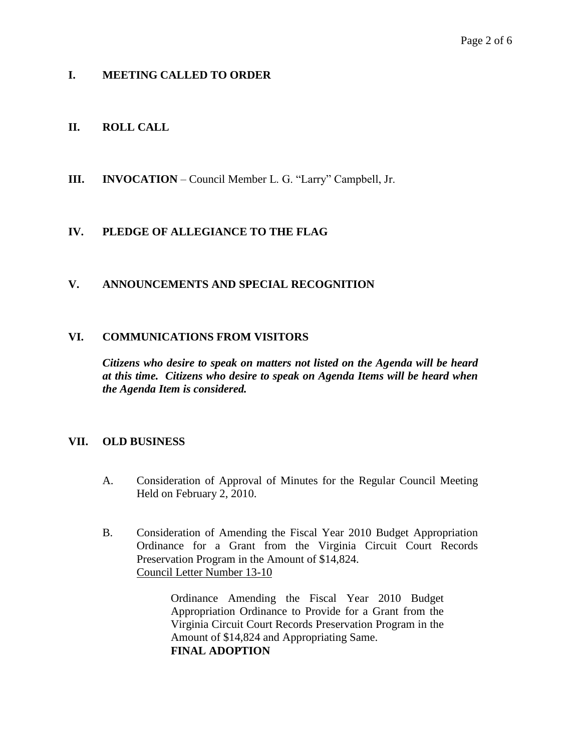## I. MEETING CALLED TO ORDER

## II. ROLL CALL

## III. INVOCATION – Council Member L. G. "Larry" Campbell, Jr.

## IV. PLEDGE OF ALLEGIANCE TO THE FLAG

## V. ANNOUNCEMENTS AND SPECIAL RECOGNITION

## VI. COMMUNICATIONS FROM VISITORS

***Citizens who desire to speak on matters not listed on the Agenda will be heard at this time. Citizens who desire to speak on Agenda Items will be heard when the Agenda Item is considered.***

## VII. OLD BUSINESS

A. Consideration of Approval of Minutes for the Regular Council Meeting Held on February 2, 2010.

B. Consideration of Amending the Fiscal Year 2010 Budget Appropriation Ordinance for a Grant from the Virginia Circuit Court Records Preservation Program in the Amount of $14,824.
Council Letter Number 13-10

> Ordinance Amending the Fiscal Year 2010 Budget Appropriation Ordinance to Provide for a Grant from the Virginia Circuit Court Records Preservation Program in the Amount of $14,824 and Appropriating Same.
> **FINAL ADOPTION**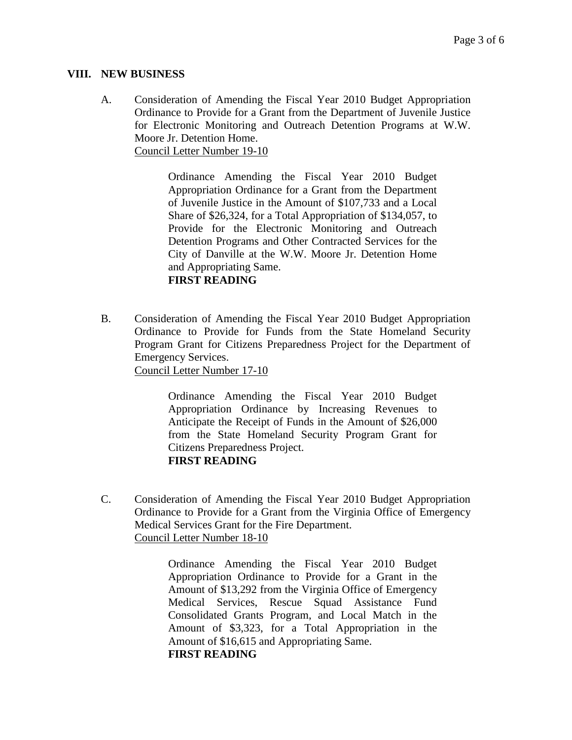## VIII. NEW BUSINESS

A. Consideration of Amending the Fiscal Year 2010 Budget Appropriation Ordinance to Provide for a Grant from the Department of Juvenile Justice for Electronic Monitoring and Outreach Detention Programs at W.W. Moore Jr. Detention Home.
Council Letter Number 19-10

> Ordinance Amending the Fiscal Year 2010 Budget Appropriation Ordinance for a Grant from the Department of Juvenile Justice in the Amount of $107,733 and a Local Share of $26,324, for a Total Appropriation of $134,057, to Provide for the Electronic Monitoring and Outreach Detention Programs and Other Contracted Services for the City of Danville at the W.W. Moore Jr. Detention Home and Appropriating Same.
> **FIRST READING**

B. Consideration of Amending the Fiscal Year 2010 Budget Appropriation Ordinance to Provide for Funds from the State Homeland Security Program Grant for Citizens Preparedness Project for the Department of Emergency Services.
Council Letter Number 17-10

> Ordinance Amending the Fiscal Year 2010 Budget Appropriation Ordinance by Increasing Revenues to Anticipate the Receipt of Funds in the Amount of $26,000 from the State Homeland Security Program Grant for Citizens Preparedness Project.
> **FIRST READING**

C. Consideration of Amending the Fiscal Year 2010 Budget Appropriation Ordinance to Provide for a Grant from the Virginia Office of Emergency Medical Services Grant for the Fire Department.
Council Letter Number 18-10

> Ordinance Amending the Fiscal Year 2010 Budget Appropriation Ordinance to Provide for a Grant in the Amount of $13,292 from the Virginia Office of Emergency Medical Services, Rescue Squad Assistance Fund Consolidated Grants Program, and Local Match in the Amount of $3,323, for a Total Appropriation in the Amount of $16,615 and Appropriating Same.
> **FIRST READING**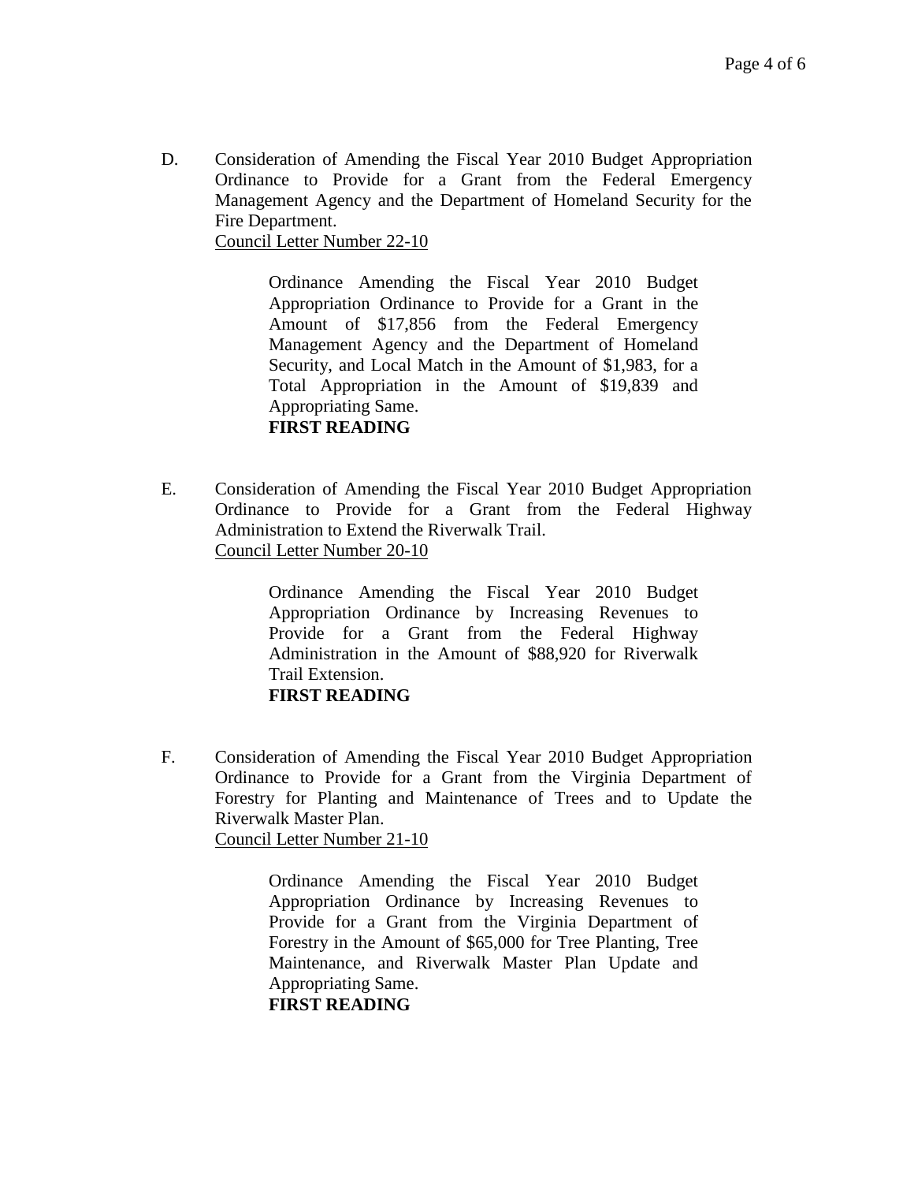D. Consideration of Amending the Fiscal Year 2010 Budget Appropriation Ordinance to Provide for a Grant from the Federal Emergency Management Agency and the Department of Homeland Security for the Fire Department.
Council Letter Number 22-10

> Ordinance Amending the Fiscal Year 2010 Budget Appropriation Ordinance to Provide for a Grant in the Amount of $17,856 from the Federal Emergency Management Agency and the Department of Homeland Security, and Local Match in the Amount of $1,983, for a Total Appropriation in the Amount of $19,839 and Appropriating Same.
> **FIRST READING**

E. Consideration of Amending the Fiscal Year 2010 Budget Appropriation Ordinance to Provide for a Grant from the Federal Highway Administration to Extend the Riverwalk Trail.
Council Letter Number 20-10

> Ordinance Amending the Fiscal Year 2010 Budget Appropriation Ordinance by Increasing Revenues to Provide for a Grant from the Federal Highway Administration in the Amount of $88,920 for Riverwalk Trail Extension.
> **FIRST READING**

F. Consideration of Amending the Fiscal Year 2010 Budget Appropriation Ordinance to Provide for a Grant from the Virginia Department of Forestry for Planting and Maintenance of Trees and to Update the Riverwalk Master Plan.
Council Letter Number 21-10

> Ordinance Amending the Fiscal Year 2010 Budget Appropriation Ordinance by Increasing Revenues to Provide for a Grant from the Virginia Department of Forestry in the Amount of $65,000 for Tree Planting, Tree Maintenance, and Riverwalk Master Plan Update and Appropriating Same.
> **FIRST READING**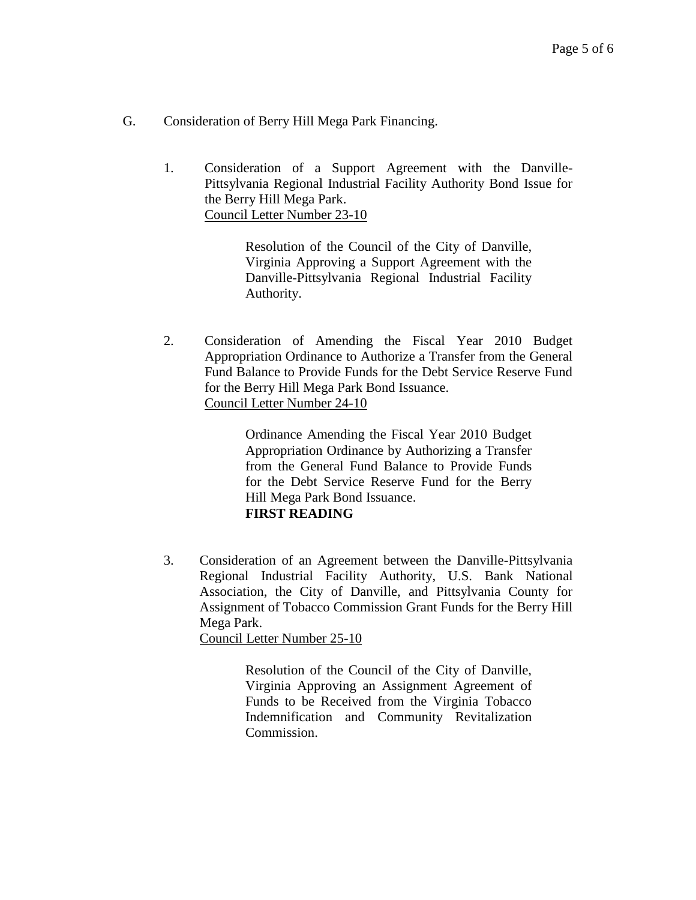G. Consideration of Berry Hill Mega Park Financing.

1. Consideration of a Support Agreement with the Danville-Pittsylvania Regional Industrial Facility Authority Bond Issue for the Berry Hill Mega Park.
   Council Letter Number 23-10

   > Resolution of the Council of the City of Danville, Virginia Approving a Support Agreement with the Danville-Pittsylvania Regional Industrial Facility Authority.

2. Consideration of Amending the Fiscal Year 2010 Budget Appropriation Ordinance to Authorize a Transfer from the General Fund Balance to Provide Funds for the Debt Service Reserve Fund for the Berry Hill Mega Park Bond Issuance.
   Council Letter Number 24-10

   > Ordinance Amending the Fiscal Year 2010 Budget Appropriation Ordinance by Authorizing a Transfer from the General Fund Balance to Provide Funds for the Debt Service Reserve Fund for the Berry Hill Mega Park Bond Issuance.
   > **FIRST READING**

3. Consideration of an Agreement between the Danville-Pittsylvania Regional Industrial Facility Authority, U.S. Bank National Association, the City of Danville, and Pittsylvania County for Assignment of Tobacco Commission Grant Funds for the Berry Hill Mega Park.
   Council Letter Number 25-10

   > Resolution of the Council of the City of Danville, Virginia Approving an Assignment Agreement of Funds to be Received from the Virginia Tobacco Indemnification and Community Revitalization Commission.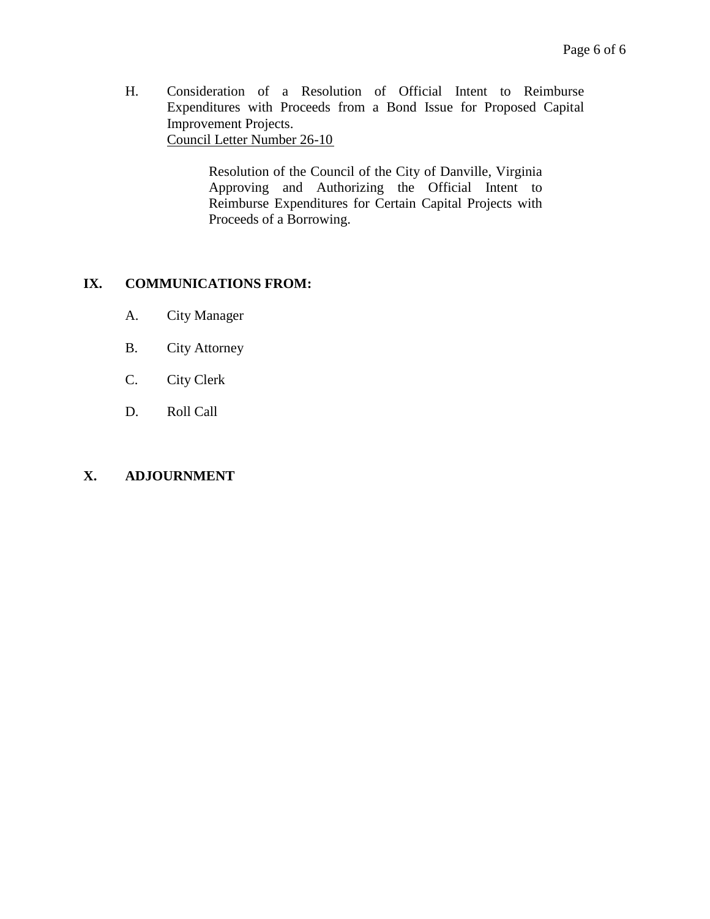H. Consideration of a Resolution of Official Intent to Reimburse Expenditures with Proceeds from a Bond Issue for Proposed Capital Improvement Projects.
Council Letter Number 26-10

> Resolution of the Council of the City of Danville, Virginia Approving and Authorizing the Official Intent to Reimburse Expenditures for Certain Capital Projects with Proceeds of a Borrowing.

## IX. COMMUNICATIONS FROM:

A. City Manager

B. City Attorney

C. City Clerk

D. Roll Call

## X. ADJOURNMENT